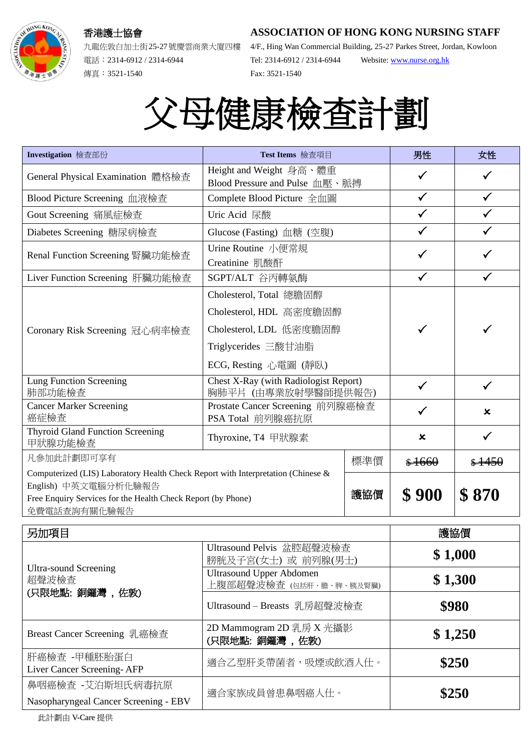香港護士協會

九龍佐敦白加士街25-27號慶雲商業大廈四樓

電話：2314-6912 / 2314-6944

傳真：3521-1540

**ASSOCIATION OF HONG KONG NURSING STAFF**

4/F., Hing Wan Commercial Building, 25-27 Parkes Street, Jordan, Kowloon

Tel: 2314-6912 / 2314-6944 Website: www.nurse.org.hk

Fax: 3521-1540

# 父母健康檢查計劃

| **Investigation** 檢查部份 | **Test Items** 檢查項目 | 男性 | 女性 |
|---|---|---|---|
| General Physical Examination 體格檢查 | Height and Weight 身高、體重<br>Blood Pressure and Pulse 血壓、脈搏 | ✓ | ✓ |
| Blood Picture Screening 血液檢查 | Complete Blood Picture 全血圖 | ✓ | ✓ |
| Gout Screening 痛風症檢查 | Uric Acid 尿酸 | ✓ | ✓ |
| Diabetes Screening 糖尿病檢查 | Glucose (Fasting) 血糖 (空腹) | ✓ | ✓ |
| Renal Function Screening 腎臟功能檢查 | Urine Routine 小便常規<br>Creatinine 肌酸酐 | ✓ | ✓ |
| Liver Function Screening 肝臟功能檢查 | SGPT/ALT 谷丙轉氨酶 | ✓ | ✓ |
| Coronary Risk Screening 冠心病率檢查 | Cholesterol, Total 總膽固醇<br>Cholesterol, HDL 高密度膽固醇<br>Cholesterol, LDL 低密度膽固醇<br>Triglycerides 三酸甘油脂<br>ECG, Resting 心電圖 (靜臥) | ✓ | ✓ |
| Lung Function Screening 肺部功能檢查 | Chest X-Ray (with Radiologist Report) 胸肺平片 (由專業放射學醫師提供報告) | ✓ | ✓ |
| Cancer Marker Screening 癌症檢查 | Prostate Cancer Screening 前列腺癌檢查<br>PSA Total 前列腺癌抗原 | ✓ | ✗ |
| Thyroid Gland Function Screening 甲狀腺功能檢查 | Thyroxine, T4 甲狀腺素 | ✗ | ✓ |
| 凡參加此計劃即可享有<br>Computerized (LIS) Laboratory Health Check Report with Interpretation (Chinese & English) 中英文電腦分析化驗報告<br>Free Enquiry Services for the Health Check Report (by Phone) 免費電話查詢有關化驗報告 | 標準價 | ~~$1660~~ | ~~$1450~~ |
| | **護協價** | **$ 900** | **$ 870** |

| 另加項目 | | **護協價** |
|---|---|---|
| Ultra-sound Screening 超聲波檢查 **(只限地點: 銅鑼灣，佐敦)** | Ultrasound Pelvis 盆腔超聲波檢查 膀胱及子宮(女士) 或 前列腺(男士) | **$ 1,000** |
| | Ultrasound Upper Abdomen 上腹部超聲波檢查 (包括肝、膽、脾、胰及腎臟) | **$ 1,300** |
| | Ultrasound – Breasts 乳房超聲波檢查 | **$980** |
| Breast Cancer Screening 乳癌檢查 | 2D Mammogram 2D 乳房 X 光攝影 **(只限地點: 銅鑼灣，佐敦)** | **$ 1,250** |
| 肝癌檢查 -甲種胚胎蛋白 Liver Cancer Screening- AFP | 適合乙型肝炎帶菌者，吸煙或飲酒人仕。 | **$250** |
| 鼻咽癌檢查 -艾泊斯坦氏病毒抗原 Nasopharyngeal Cancer Screening - EBV | 適合家族成員曾患鼻咽癌人仕。 | **$250** |

此計劃由 V-Care 提供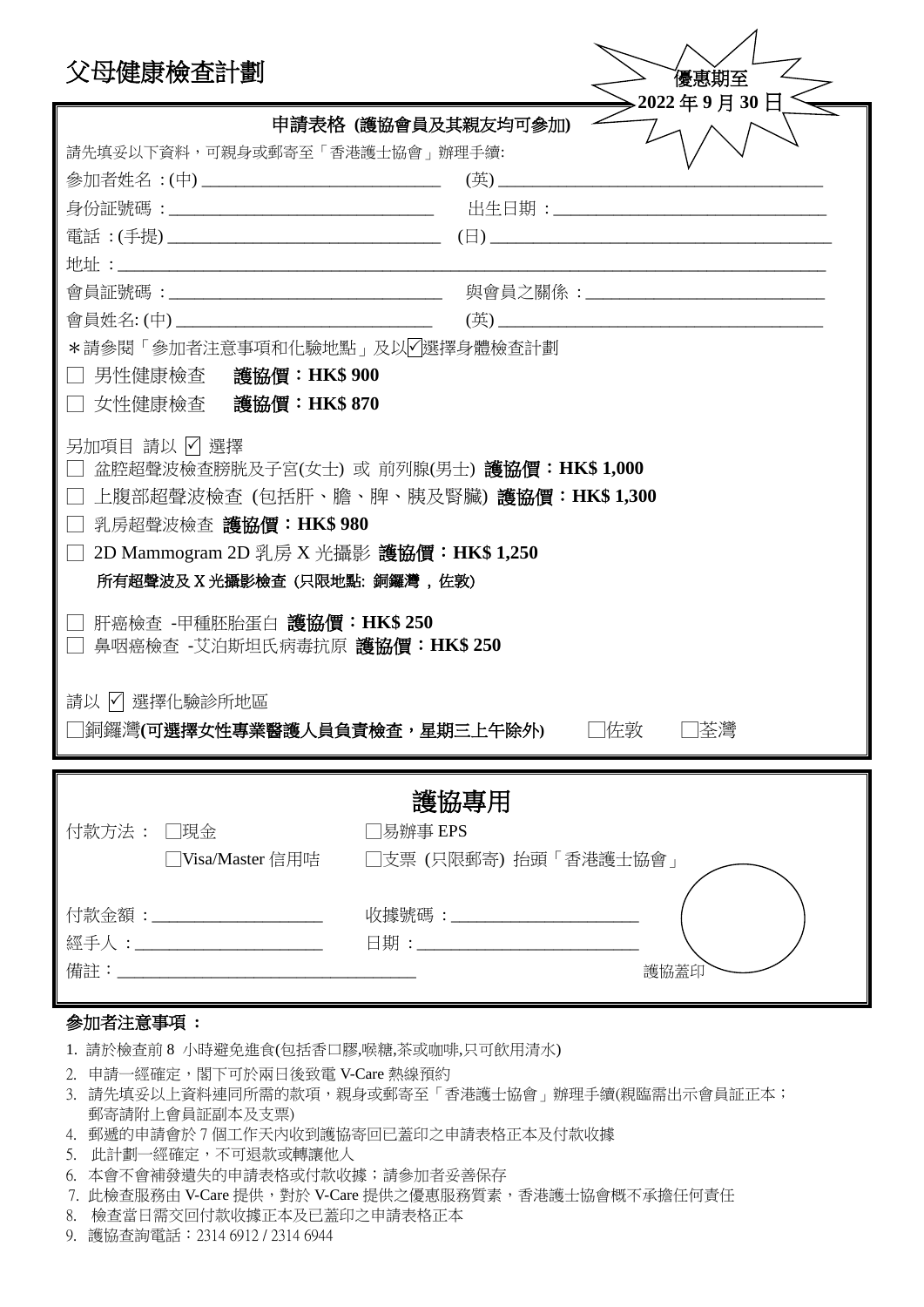# 父母健康檢查計劃

**優惠期至 2022 年 9 月 30 日**

**申請表格 (護協會員及其親友均可參加)**

請先填妥以下資料，可親身或郵寄至「香港護士協會」辦理手續:

參加者姓名 : (中) ____________________ (英) ____________________

身份証號碼 : ____________________ 出生日期 : ____________________

電話 : (手提) ____________________ (日) ____________________

地址 : ________________________________________

會員証號碼 : ____________________ 與會員之關係 : ____________________

會員姓名: (中) ____________________ (英) ____________________

＊請參閱「參加者注意事項和化驗地點」及以☑選擇身體檢查計劃

☐ 男性健康檢查 **護協價：HK$ 900**

☐ 女性健康檢查 **護協價：HK$ 870**

另加項目 請以 ☑ 選擇

☐ 盆腔超聲波檢查膀胱及子宮(女士) 或 前列腺(男士) **護協價：HK$ 1,000**

☐ 上腹部超聲波檢查 (包括肝、膽、脾、胰及腎臟) **護協價：HK$ 1,300**

☐ 乳房超聲波檢查 **護協價：HK$ 980**

☐ 2D Mammogram 2D 乳房 X 光攝影 **護協價：HK$ 1,250**

**所有超聲波及 X 光攝影檢查 (只限地點: 銅鑼灣，佐敦)**

☐ 肝癌檢查 -甲種胚胎蛋白 **護協價：HK$ 250**

☐ 鼻咽癌檢查 -艾泊斯坦氏病毒抗原 **護協價：HK$ 250**

請以 ☑ 選擇化驗診所地區

☐銅鑼灣**(可選擇女性專業醫護人員負責檢查，星期三上午除外)** ☐佐敦 ☐荃灣

## 護協專用

付款方法： ☐現金 ☐易辦事 EPS

☐Visa/Master 信用咭 ☐支票 (只限郵寄) 抬頭「香港護士協會」

付款金額 : ____________________ 收據號碼 : ____________________

經手人 : ____________________ 日期 : ____________________

備註 : ____________________

護協蓋印

**參加者注意事項：**

1. 請於檢查前 8 小時避免進食(包括香口膠,喉糖,茶或咖啡,只可飲用清水)
2. 申請一經確定，閣下可於兩日後致電 V-Care 熱線預約
3. 請先填妥以上資料連同所需的款項，親身或郵寄至「香港護士協會」辦理手續(親臨需出示會員証正本；郵寄請附上會員証副本及支票)
4. 郵遞的申請會於 7 個工作天內收到護協寄回已蓋印之申請表格正本及付款收據
5. 此計劃一經確定，不可退款或轉讓他人
6. 本會不會補發遺失的申請表格或付款收據；請參加者妥善保存
7. 此檢查服務由 V-Care 提供，對於 V-Care 提供之優惠服務質素，香港護士協會概不承擔任何責任
8. 檢查當日需交回付款收據正本及已蓋印之申請表格正本
9. 護協查詢電話：2314 6912 / 2314 6944